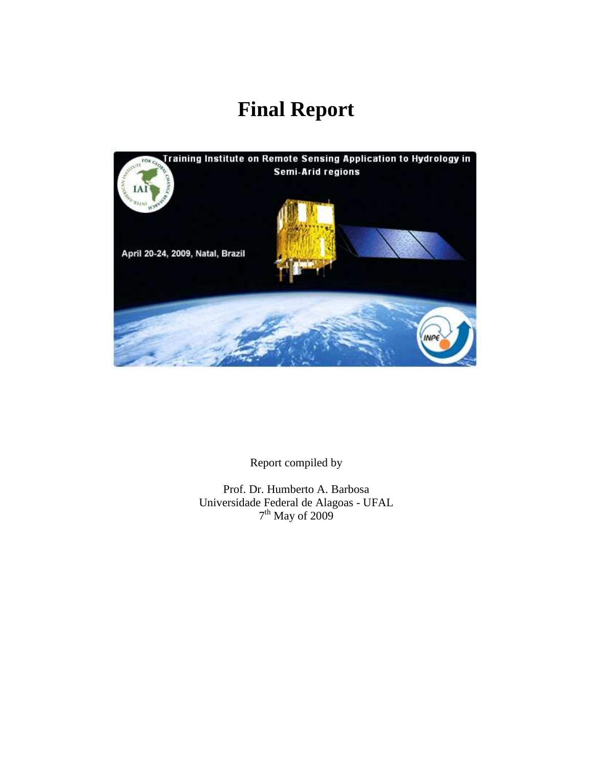# Final Report

Training Institute on Remote Sensing Application to Hydrology in Semi-Arid regions

April 20-24, 2009, Natal, Brazil

Report compiled by

Prof. Dr. Humberto A. Barbosa
Universidade Federal de Alagoas - UFAL
7th May of 2009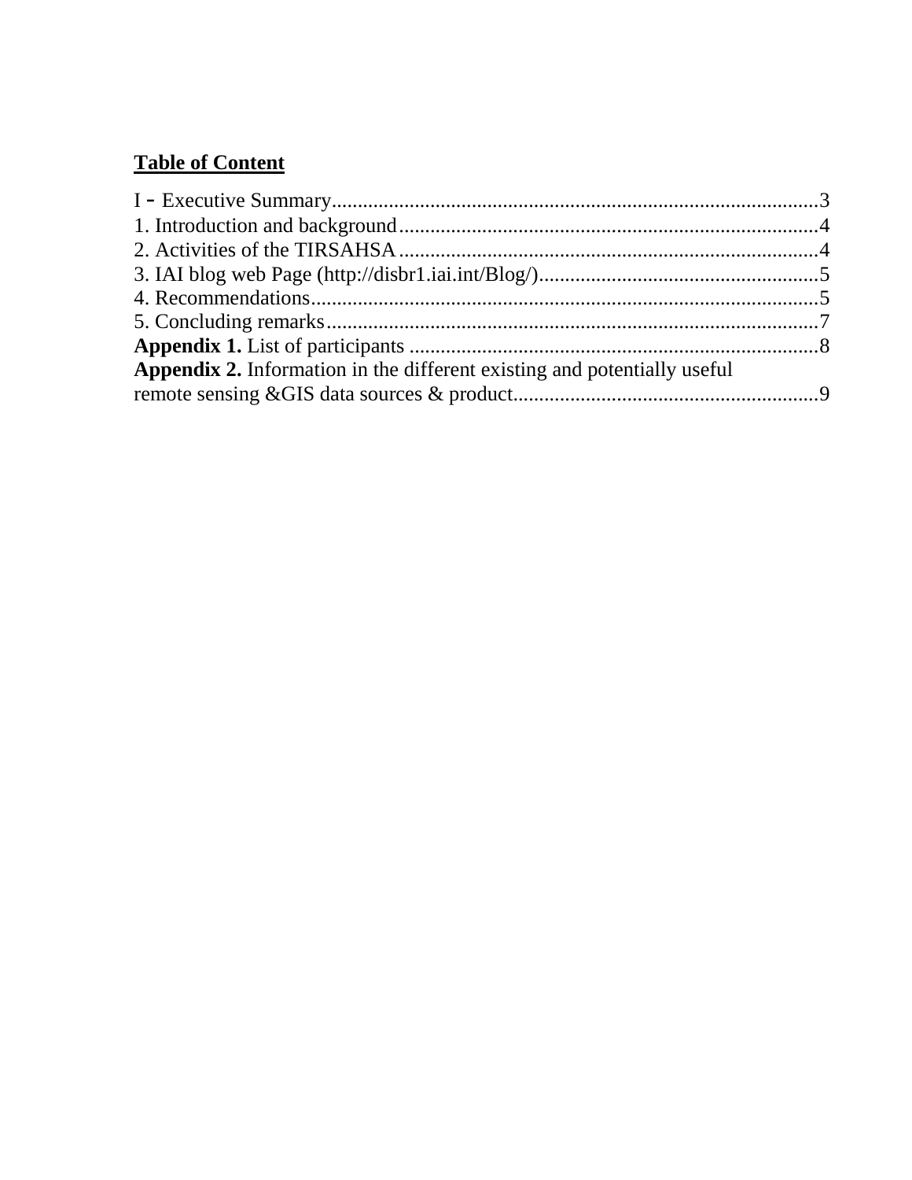**Table of Content**

I - Executive Summary............................................................................................3
1. Introduction and background...............................................................................4
2. Activities of the TIRSAHSA.................................................................................4
3. IAI blog web Page (http://disbr1.iai.int/Blog/)......................................................5
4. Recommendations.................................................................................................5
5. Concluding remarks..............................................................................................7
**Appendix 1.** List of participants ..............................................................................8
**Appendix 2.** Information in the different existing and potentially useful remote sensing &GIS data sources & product..........................................................9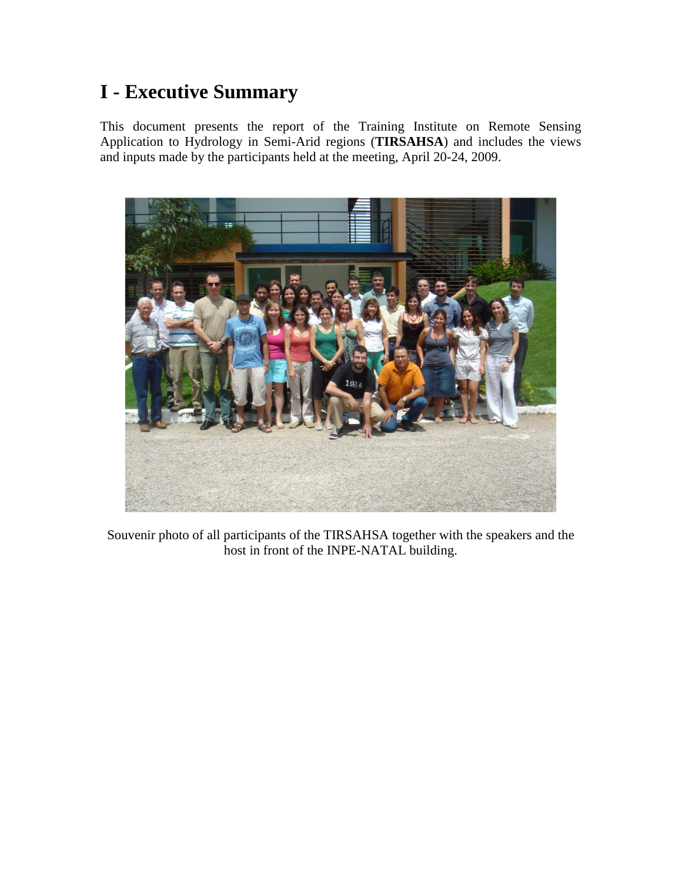# I - Executive Summary

This document presents the report of the Training Institute on Remote Sensing Application to Hydrology in Semi-Arid regions (**TIRSAHSA**) and includes the views and inputs made by the participants held at the meeting, April 20-24, 2009.

Souvenir photo of all participants of the TIRSAHSA together with the speakers and the host in front of the INPE-NATAL building.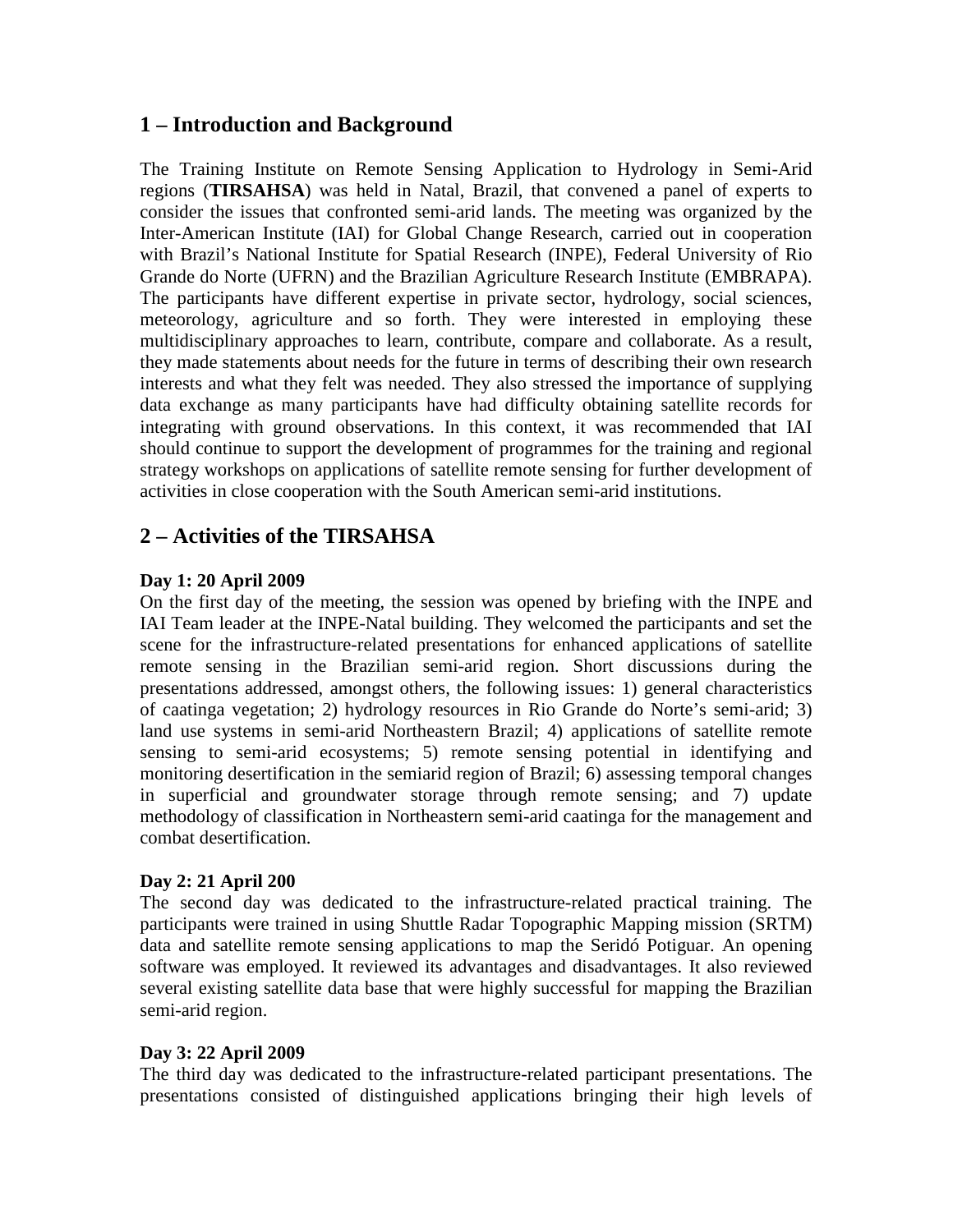## 1 – Introduction and Background

The Training Institute on Remote Sensing Application to Hydrology in Semi-Arid regions (**TIRSAHSA**) was held in Natal, Brazil, that convened a panel of experts to consider the issues that confronted semi-arid lands. The meeting was organized by the Inter-American Institute (IAI) for Global Change Research, carried out in cooperation with Brazil's National Institute for Spatial Research (INPE), Federal University of Rio Grande do Norte (UFRN) and the Brazilian Agriculture Research Institute (EMBRAPA). The participants have different expertise in private sector, hydrology, social sciences, meteorology, agriculture and so forth. They were interested in employing these multidisciplinary approaches to learn, contribute, compare and collaborate. As a result, they made statements about needs for the future in terms of describing their own research interests and what they felt was needed. They also stressed the importance of supplying data exchange as many participants have had difficulty obtaining satellite records for integrating with ground observations. In this context, it was recommended that IAI should continue to support the development of programmes for the training and regional strategy workshops on applications of satellite remote sensing for further development of activities in close cooperation with the South American semi-arid institutions.

## 2 – Activities of the TIRSAHSA

**Day 1: 20 April 2009**

On the first day of the meeting, the session was opened by briefing with the INPE and IAI Team leader at the INPE-Natal building. They welcomed the participants and set the scene for the infrastructure-related presentations for enhanced applications of satellite remote sensing in the Brazilian semi-arid region. Short discussions during the presentations addressed, amongst others, the following issues: 1) general characteristics of caatinga vegetation; 2) hydrology resources in Rio Grande do Norte's semi-arid; 3) land use systems in semi-arid Northeastern Brazil; 4) applications of satellite remote sensing to semi-arid ecosystems; 5) remote sensing potential in identifying and monitoring desertification in the semiarid region of Brazil; 6) assessing temporal changes in superficial and groundwater storage through remote sensing; and 7) update methodology of classification in Northeastern semi-arid caatinga for the management and combat desertification.

**Day 2: 21 April 200**

The second day was dedicated to the infrastructure-related practical training. The participants were trained in using Shuttle Radar Topographic Mapping mission (SRTM) data and satellite remote sensing applications to map the Seridó Potiguar. An opening software was employed. It reviewed its advantages and disadvantages. It also reviewed several existing satellite data base that were highly successful for mapping the Brazilian semi-arid region.

**Day 3: 22 April 2009**

The third day was dedicated to the infrastructure-related participant presentations. The presentations consisted of distinguished applications bringing their high levels of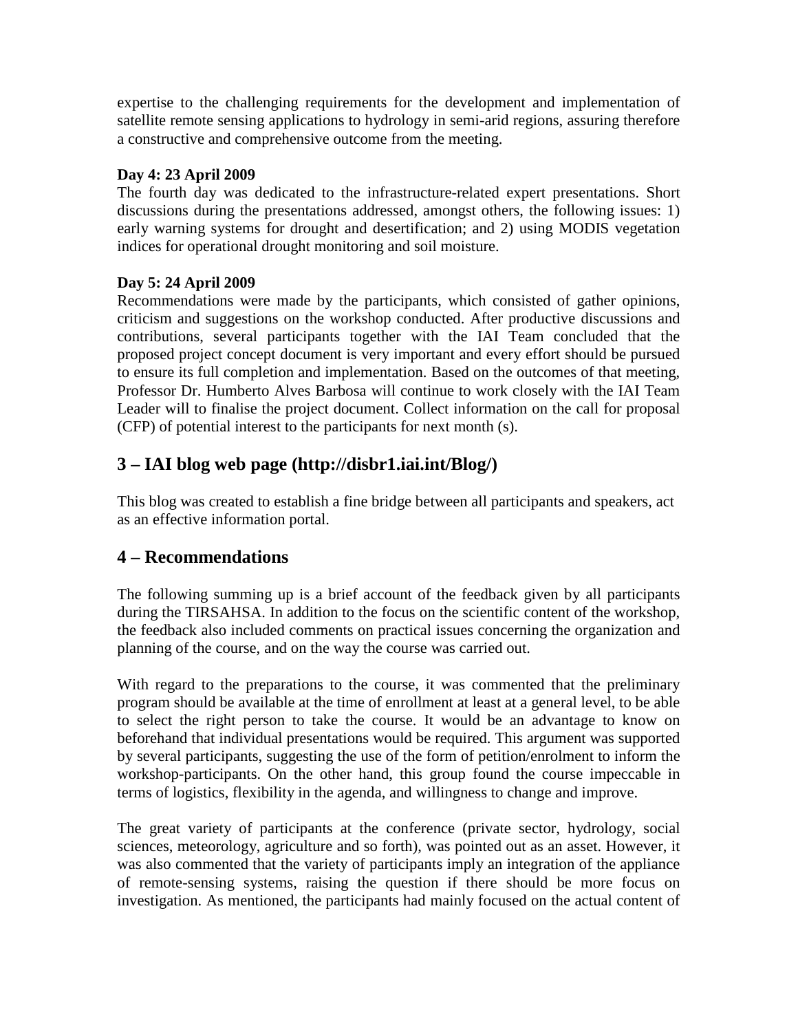expertise to the challenging requirements for the development and implementation of satellite remote sensing applications to hydrology in semi-arid regions, assuring therefore a constructive and comprehensive outcome from the meeting.

**Day 4: 23 April 2009**

The fourth day was dedicated to the infrastructure-related expert presentations. Short discussions during the presentations addressed, amongst others, the following issues: 1) early warning systems for drought and desertification; and 2) using MODIS vegetation indices for operational drought monitoring and soil moisture.

**Day 5: 24 April 2009**

Recommendations were made by the participants, which consisted of gather opinions, criticism and suggestions on the workshop conducted. After productive discussions and contributions, several participants together with the IAI Team concluded that the proposed project concept document is very important and every effort should be pursued to ensure its full completion and implementation. Based on the outcomes of that meeting, Professor Dr. Humberto Alves Barbosa will continue to work closely with the IAI Team Leader will to finalise the project document. Collect information on the call for proposal (CFP) of potential interest to the participants for next month (s).

## 3 – IAI blog web page (http://disbr1.iai.int/Blog/)

This blog was created to establish a fine bridge between all participants and speakers, act as an effective information portal.

## 4 – Recommendations

The following summing up is a brief account of the feedback given by all participants during the TIRSAHSA. In addition to the focus on the scientific content of the workshop, the feedback also included comments on practical issues concerning the organization and planning of the course, and on the way the course was carried out.

With regard to the preparations to the course, it was commented that the preliminary program should be available at the time of enrollment at least at a general level, to be able to select the right person to take the course. It would be an advantage to know on beforehand that individual presentations would be required. This argument was supported by several participants, suggesting the use of the form of petition/enrolment to inform the workshop-participants. On the other hand, this group found the course impeccable in terms of logistics, flexibility in the agenda, and willingness to change and improve.

The great variety of participants at the conference (private sector, hydrology, social sciences, meteorology, agriculture and so forth), was pointed out as an asset. However, it was also commented that the variety of participants imply an integration of the appliance of remote-sensing systems, raising the question if there should be more focus on investigation. As mentioned, the participants had mainly focused on the actual content of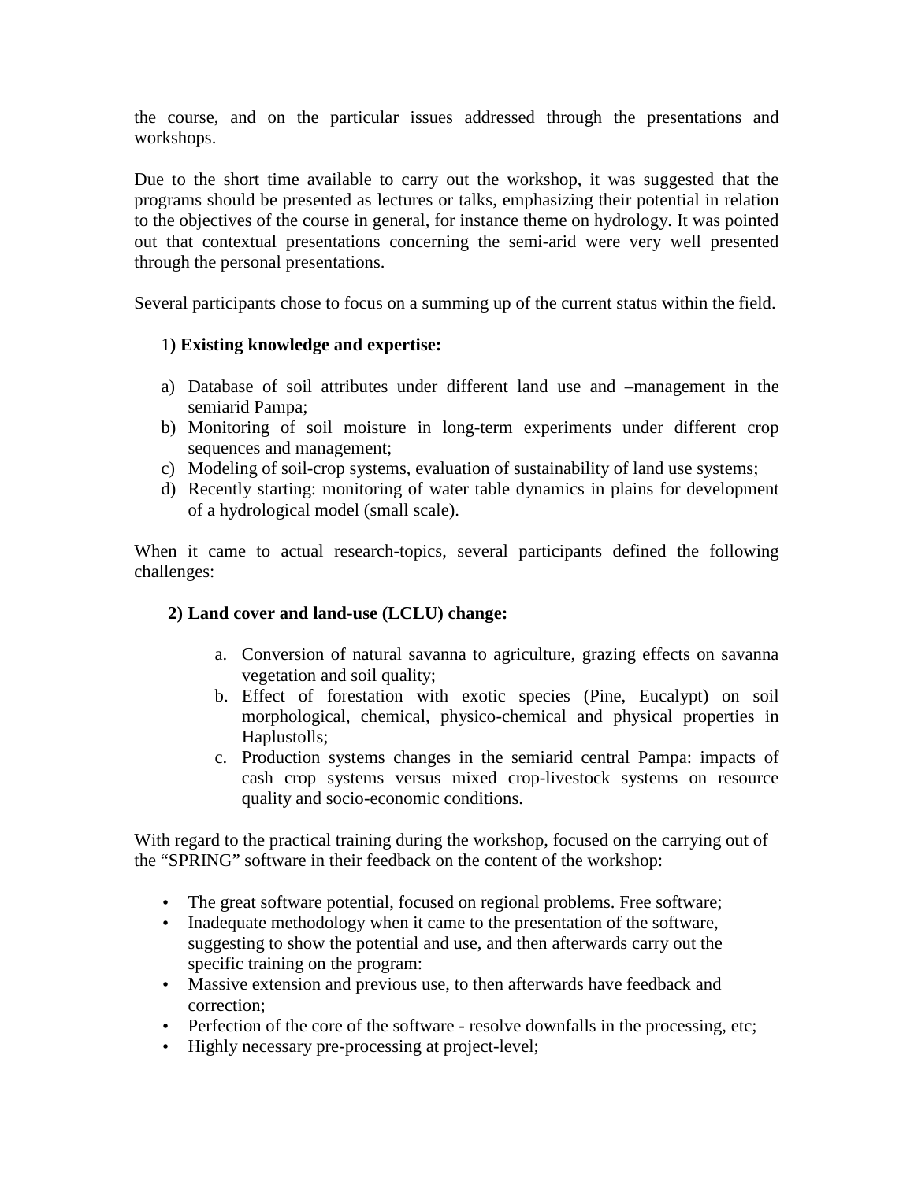the course, and on the particular issues addressed through the presentations and workshops.

Due to the short time available to carry out the workshop, it was suggested that the programs should be presented as lectures or talks, emphasizing their potential in relation to the objectives of the course in general, for instance theme on hydrology. It was pointed out that contextual presentations concerning the semi-arid were very well presented through the personal presentations.

Several participants chose to focus on a summing up of the current status within the field.

1**) Existing knowledge and expertise:**

a) Database of soil attributes under different land use and –management in the semiarid Pampa;
b) Monitoring of soil moisture in long-term experiments under different crop sequences and management;
c) Modeling of soil-crop systems, evaluation of sustainability of land use systems;
d) Recently starting: monitoring of water table dynamics in plains for development of a hydrological model (small scale).

When it came to actual research-topics, several participants defined the following challenges:

**2) Land cover and land-use (LCLU) change:**

a. Conversion of natural savanna to agriculture, grazing effects on savanna vegetation and soil quality;
b. Effect of forestation with exotic species (Pine, Eucalypt) on soil morphological, chemical, physico-chemical and physical properties in Haplustolls;
c. Production systems changes in the semiarid central Pampa: impacts of cash crop systems versus mixed crop-livestock systems on resource quality and socio-economic conditions.

With regard to the practical training during the workshop, focused on the carrying out of the "SPRING" software in their feedback on the content of the workshop:

- The great software potential, focused on regional problems. Free software;
- Inadequate methodology when it came to the presentation of the software, suggesting to show the potential and use, and then afterwards carry out the specific training on the program:
- Massive extension and previous use, to then afterwards have feedback and correction;
- Perfection of the core of the software - resolve downfalls in the processing, etc;
- Highly necessary pre-processing at project-level;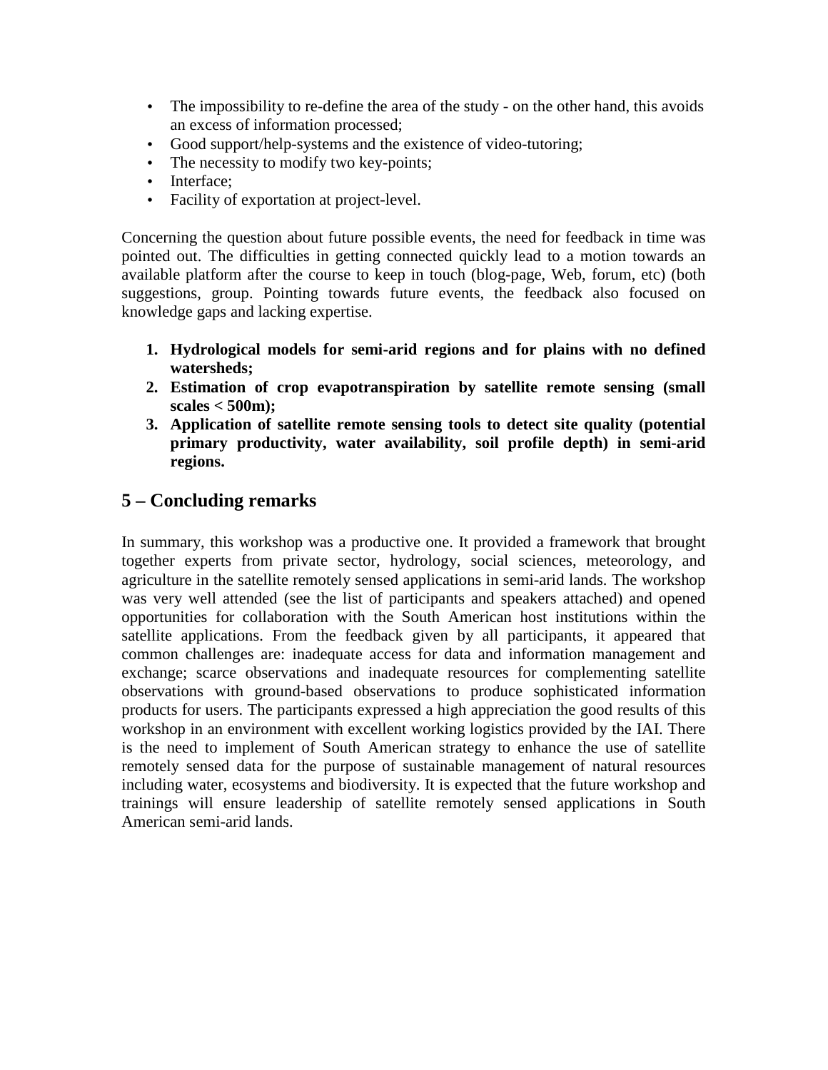- The impossibility to re-define the area of the study - on the other hand, this avoids an excess of information processed;
- Good support/help-systems and the existence of video-tutoring;
- The necessity to modify two key-points;
- Interface;
- Facility of exportation at project-level.

Concerning the question about future possible events, the need for feedback in time was pointed out. The difficulties in getting connected quickly lead to a motion towards an available platform after the course to keep in touch (blog-page, Web, forum, etc) (both suggestions, group. Pointing towards future events, the feedback also focused on knowledge gaps and lacking expertise.

1. **Hydrological models for semi-arid regions and for plains with no defined watersheds;**
2. **Estimation of crop evapotranspiration by satellite remote sensing (small scales < 500m);**
3. **Application of satellite remote sensing tools to detect site quality (potential primary productivity, water availability, soil profile depth) in semi-arid regions.**

## 5 – Concluding remarks

In summary, this workshop was a productive one. It provided a framework that brought together experts from private sector, hydrology, social sciences, meteorology, and agriculture in the satellite remotely sensed applications in semi-arid lands. The workshop was very well attended (see the list of participants and speakers attached) and opened opportunities for collaboration with the South American host institutions within the satellite applications. From the feedback given by all participants, it appeared that common challenges are: inadequate access for data and information management and exchange; scarce observations and inadequate resources for complementing satellite observations with ground-based observations to produce sophisticated information products for users. The participants expressed a high appreciation the good results of this workshop in an environment with excellent working logistics provided by the IAI. There is the need to implement of South American strategy to enhance the use of satellite remotely sensed data for the purpose of sustainable management of natural resources including water, ecosystems and biodiversity. It is expected that the future workshop and trainings will ensure leadership of satellite remotely sensed applications in South American semi-arid lands.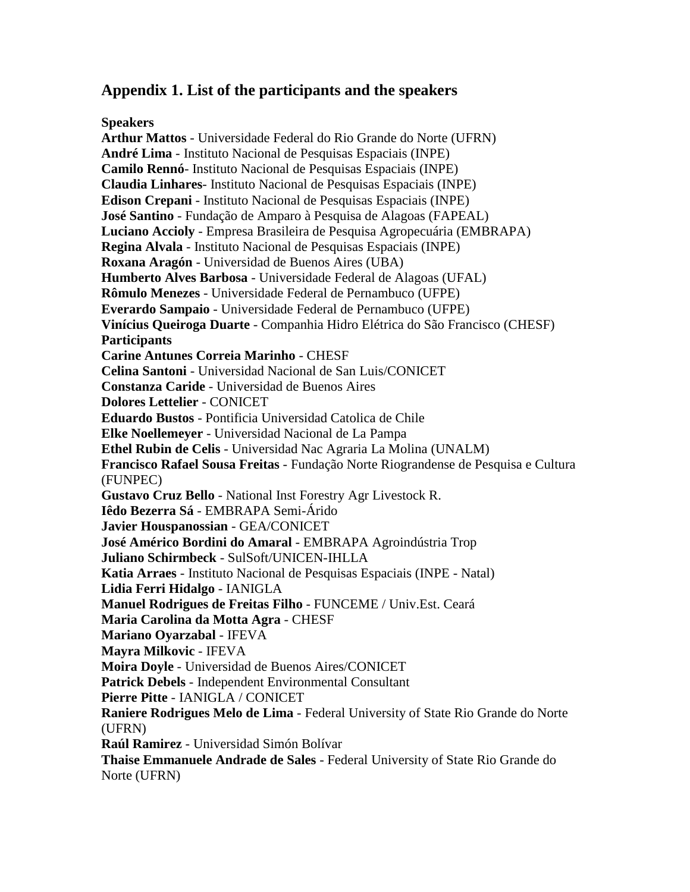## Appendix 1. List of the participants and the speakers

**Speakers**
**Arthur Mattos** - Universidade Federal do Rio Grande do Norte (UFRN)
**André Lima** - Instituto Nacional de Pesquisas Espaciais (INPE)
**Camilo Rennó**- Instituto Nacional de Pesquisas Espaciais (INPE)
**Claudia Linhares**- Instituto Nacional de Pesquisas Espaciais (INPE)
**Edison Crepani** - Instituto Nacional de Pesquisas Espaciais (INPE)
**José Santino** - Fundação de Amparo à Pesquisa de Alagoas (FAPEAL)
**Luciano Accioly** - Empresa Brasileira de Pesquisa Agropecuária (EMBRAPA)
**Regina Alvala** - Instituto Nacional de Pesquisas Espaciais (INPE)
**Roxana Aragón** - Universidad de Buenos Aires (UBA)
**Humberto Alves Barbosa** - Universidade Federal de Alagoas (UFAL)
**Rômulo Menezes** - Universidade Federal de Pernambuco (UFPE)
**Everardo Sampaio** - Universidade Federal de Pernambuco (UFPE)
**Vinícius Queiroga Duarte** - Companhia Hidro Elétrica do São Francisco (CHESF)
**Participants**
**Carine Antunes Correia Marinho** - CHESF
**Celina Santoni** - Universidad Nacional de San Luis/CONICET
**Constanza Caride** - Universidad de Buenos Aires
**Dolores Lettelier** - CONICET
**Eduardo Bustos** - Pontificia Universidad Catolica de Chile
**Elke Noellemeyer** - Universidad Nacional de La Pampa
**Ethel Rubin de Celis** - Universidad Nac Agraria La Molina (UNALM)
**Francisco Rafael Sousa Freitas** - Fundação Norte Riograndense de Pesquisa e Cultura (FUNPEC)
**Gustavo Cruz Bello** - National Inst Forestry Agr Livestock R.
**Iêdo Bezerra Sá** - EMBRAPA Semi-Árido
**Javier Houspanossian** - GEA/CONICET
**José Américo Bordini do Amaral** - EMBRAPA Agroindústria Trop
**Juliano Schirmbeck** - SulSoft/UNICEN-IHLLA
**Katia Arraes** - Instituto Nacional de Pesquisas Espaciais (INPE - Natal)
**Lidia Ferri Hidalgo** - IANIGLA
**Manuel Rodrigues de Freitas Filho** - FUNCEME / Univ.Est. Ceará
**Maria Carolina da Motta Agra** - CHESF
**Mariano Oyarzabal** - IFEVA
**Mayra Milkovic** - IFEVA
**Moira Doyle** - Universidad de Buenos Aires/CONICET
**Patrick Debels** - Independent Environmental Consultant
**Pierre Pitte** - IANIGLA / CONICET
**Raniere Rodrigues Melo de Lima** - Federal University of State Rio Grande do Norte (UFRN)
**Raúl Ramirez** - Universidad Simón Bolívar
**Thaise Emmanuele Andrade de Sales** - Federal University of State Rio Grande do Norte (UFRN)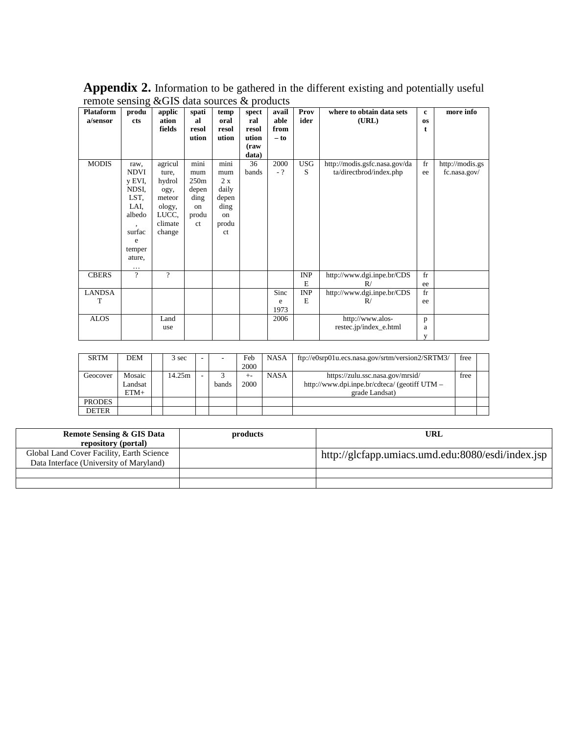**Appendix 2.** Information to be gathered in the different existing and potentially useful remote sensing &GIS data sources & products

| Plataforma/sensor | products | application fields | spatial resolution | temporal resolution | spectral resolution (raw data) | available from – to | Provider | where to obtain data sets (URL) | cost | more info |
|---|---|---|---|---|---|---|---|---|---|---|
| MODIS | raw, NDVI y EVI, NDSI, LST, LAI, albedo, surface temperature, … | agriculture, hydrology, meteorology, LUCC, climate change | minimum 250m depending on product | minimum 2 x daily depending on product | 36 bands | 2000 - ? | USGS | http://modis.gsfc.nasa.gov/data/directbrod/index.php | free | http://modis.gsfc.nasa.gov/ |
| CBERS | ? | ? | | | | | INPE | http://www.dgi.inpe.br/CDSR/ | free | |
| LANDSAT | | | | | | Since 1973 | INPE | http://www.dgi.inpe.br/CDSR/ | free | |
| ALOS | | Land use | | | | 2006 | | http://www.alos-restec.jp/index_e.html | pay | |
| SRTM | DEM | | 3 sec | - | - | Feb 2000 | NASA | ftp://e0srp01u.ecs.nasa.gov/srtm/version2/SRTM3/ | free | |
| Geocover | Mosaic Landsat ETM+ | | 14.25m | - | 3 bands | +- 2000 | NASA | https://zulu.ssc.nasa.gov/mrsid/ http://www.dpi.inpe.br/cdteca/ (geotiff UTM – grade Landsat) | free | |
| PRODES | | | | | | | | | | |
| DETER | | | | | | | | | | |

| Remote Sensing & GIS Data repository (portal) | products | URL |
|---|---|---|
| Global Land Cover Facility, Earth Science Data Interface (University of Maryland) | | http://glcfapp.umiacs.umd.edu:8080/esdi/index.jsp |
| | | |
| | | |